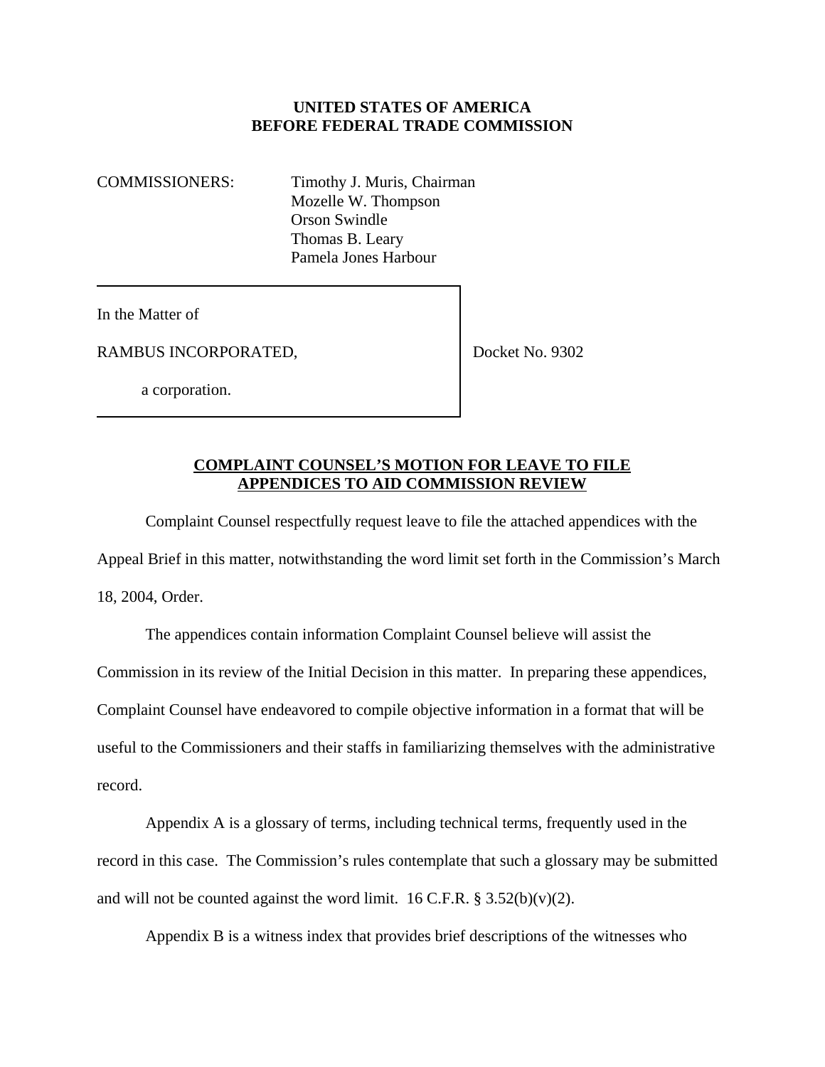**UNITED STATES OF AMERICA**
**BEFORE FEDERAL TRADE COMMISSION**

COMMISSIONERS: Timothy J. Muris, Chairman
Mozelle W. Thompson
Orson Swindle
Thomas B. Leary
Pamela Jones Harbour

In the Matter of

RAMBUS INCORPORATED,

a corporation.

Docket No. 9302

**COMPLAINT COUNSEL'S MOTION FOR LEAVE TO FILE APPENDICES TO AID COMMISSION REVIEW**

Complaint Counsel respectfully request leave to file the attached appendices with the Appeal Brief in this matter, notwithstanding the word limit set forth in the Commission's March 18, 2004, Order.

The appendices contain information Complaint Counsel believe will assist the Commission in its review of the Initial Decision in this matter. In preparing these appendices, Complaint Counsel have endeavored to compile objective information in a format that will be useful to the Commissioners and their staffs in familiarizing themselves with the administrative record.

Appendix A is a glossary of terms, including technical terms, frequently used in the record in this case. The Commission's rules contemplate that such a glossary may be submitted and will not be counted against the word limit. 16 C.F.R. § 3.52(b)(v)(2).

Appendix B is a witness index that provides brief descriptions of the witnesses who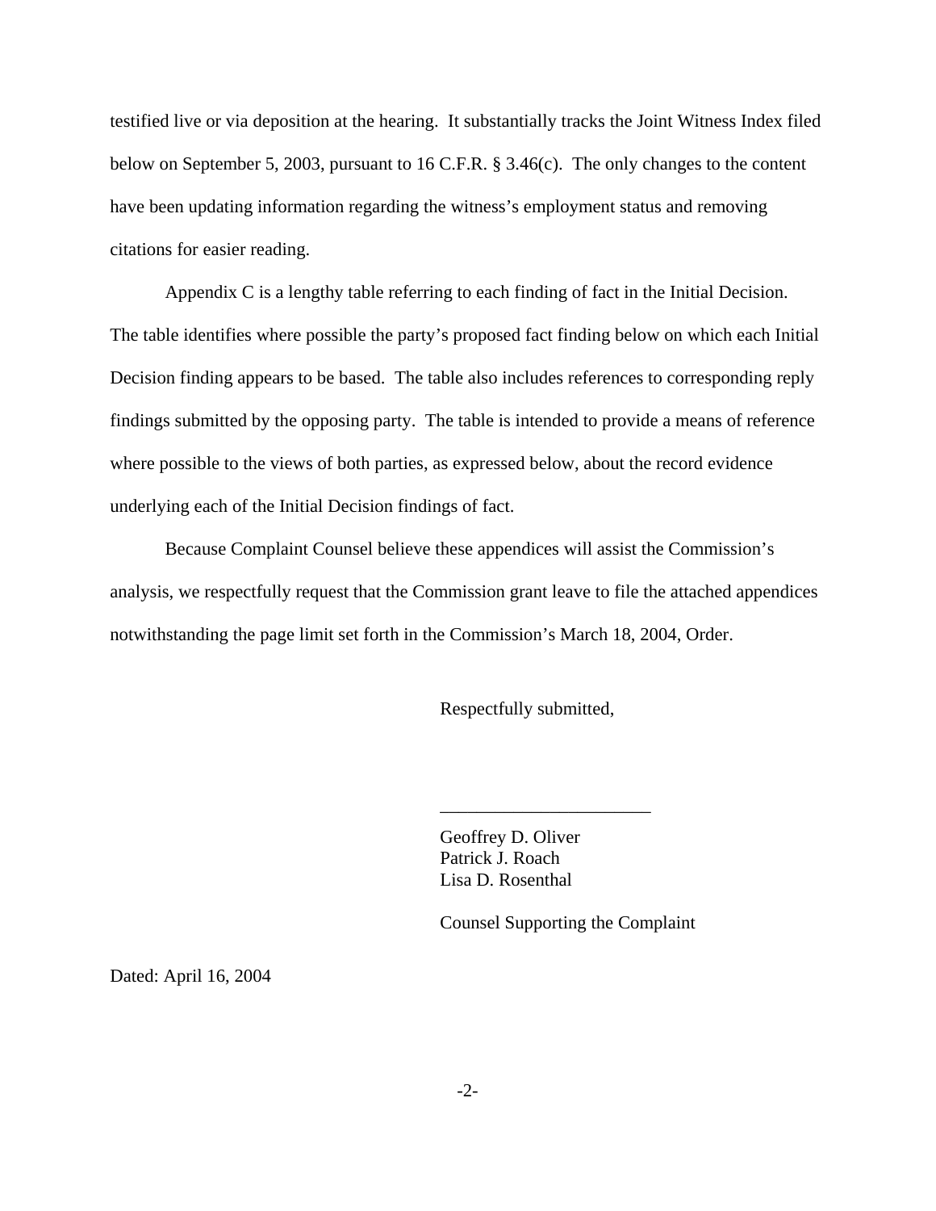testified live or via deposition at the hearing. It substantially tracks the Joint Witness Index filed below on September 5, 2003, pursuant to 16 C.F.R. § 3.46(c). The only changes to the content have been updating information regarding the witness's employment status and removing citations for easier reading.

Appendix C is a lengthy table referring to each finding of fact in the Initial Decision. The table identifies where possible the party's proposed fact finding below on which each Initial Decision finding appears to be based. The table also includes references to corresponding reply findings submitted by the opposing party. The table is intended to provide a means of reference where possible to the views of both parties, as expressed below, about the record evidence underlying each of the Initial Decision findings of fact.

Because Complaint Counsel believe these appendices will assist the Commission's analysis, we respectfully request that the Commission grant leave to file the attached appendices notwithstanding the page limit set forth in the Commission's March 18, 2004, Order.

Respectfully submitted,

_______________________

Geoffrey D. Oliver
Patrick J. Roach
Lisa D. Rosenthal

Counsel Supporting the Complaint

Dated: April 16, 2004